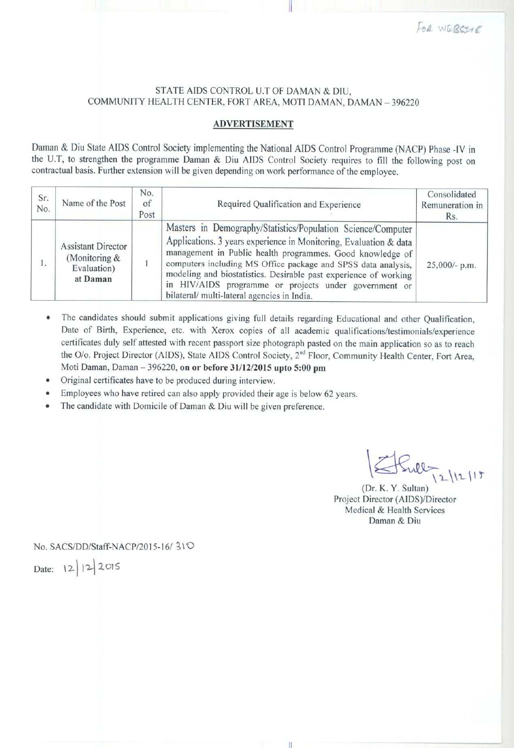For WEBSITE

STATE AIDS CONTROL U.T OF DAMAN & DIU,
COMMUNITY HEALTH CENTER, FORT AREA, MOTI DAMAN, DAMAN – 396220

## ADVERTISEMENT

Daman & Diu State AIDS Control Society implementing the National AIDS Control Programme (NACP) Phase -IV in the U.T, to strengthen the programme Daman & Diu AIDS Control Society requires to fill the following post on contractual basis. Further extension will be given depending on work performance of the employee.

| Sr. No. | Name of the Post | No. of Post | Required Qualification and Experience | Consolidated Remuneration in Rs. |
|---|---|---|---|---|
| 1. | Assistant Director (Monitoring & Evaluation) **at Daman** | 1 | Masters in Demography/Statistics/Population Science/Computer Applications. 3 years experience in Monitoring, Evaluation & data management in Public health programmes. Good knowledge of computers including MS Office package and SPSS data analysis, modeling and biostatistics. Desirable past experience of working in HIV/AIDS programme or projects under government or bilateral/ multi-lateral agencies in India. | 25,000/- p.m. |

- The candidates should submit applications giving full details regarding Educational and other Qualification, Date of Birth, Experience, etc. with Xerox copies of all academic qualifications/testimonials/experience certificates duly self attested with recent passport size photograph pasted on the main application so as to reach the O/o. Project Director (AIDS), State AIDS Control Society, 2nd Floor, Community Health Center, Fort Area, Moti Daman, Daman – 396220, **on or before 31/12/2015 upto 5:00 pm**
- Original certificates have to be produced during interview.
- Employees who have retired can also apply provided their age is below 62 years.
- The candidate with Domicile of Daman & Diu will be given preference.

12/12/15

(Dr. K. Y. Sultan)
Project Director (AIDS)/Director
Medical & Health Services
Daman & Diu

No. SACS/DD/Staff-NACP/2015-16/ 310

Date: 12/12/2015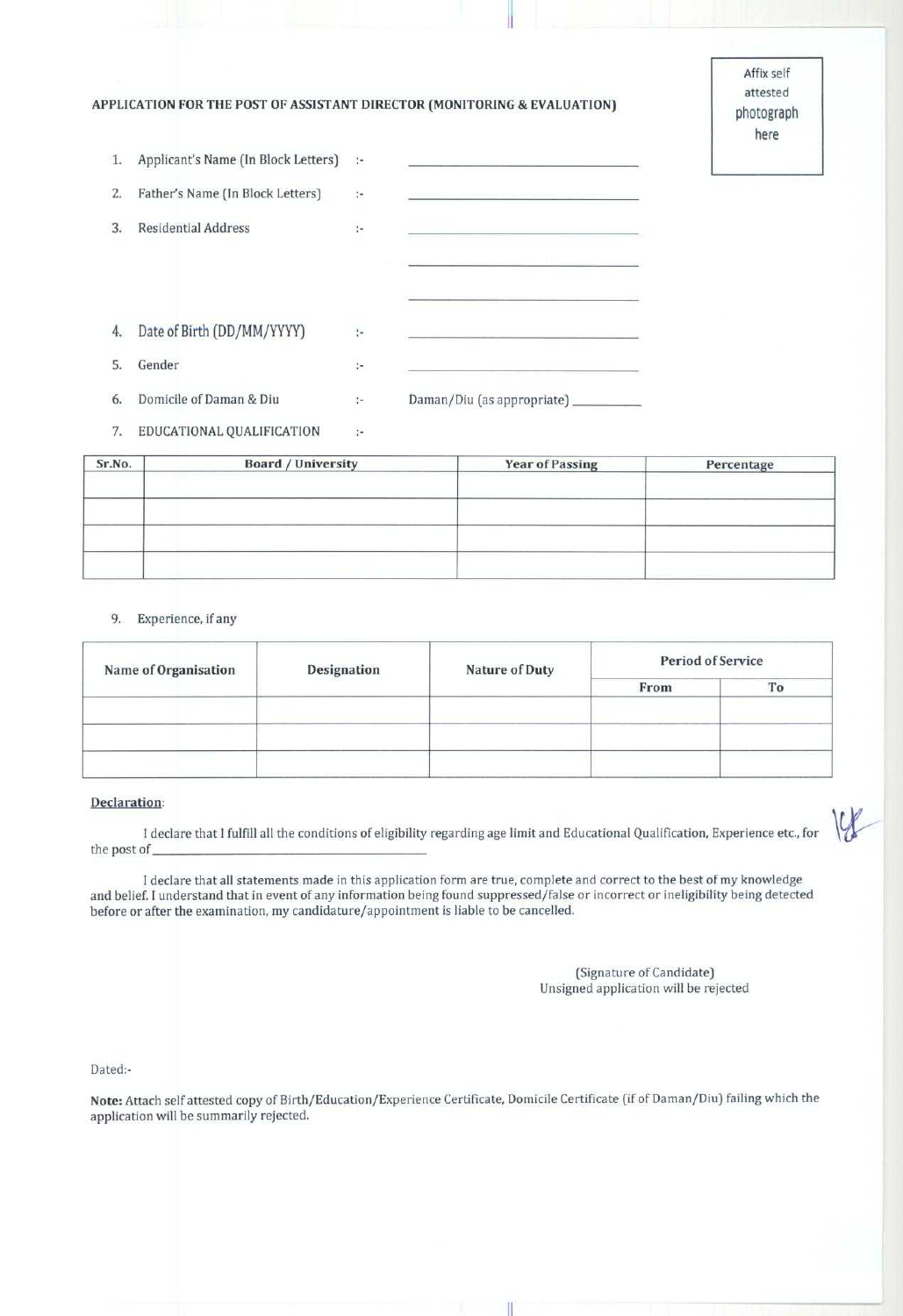Affix self attested photograph here

## APPLICATION FOR THE POST OF ASSISTANT DIRECTOR (MONITORING & EVALUATION)

1. Applicant's Name (In Block Letters) :- ______________________
2. Father's Name (In Block Letters) :- ______________________
3. Residential Address :- ______________________
______________________
______________________
4. Date of Birth (DD/MM/YYYY) :- ______________________
5. Gender :- ______________________
6. Domicile of Daman & Diu :- Daman/Diu (as appropriate) __________
7. EDUCATIONAL QUALIFICATION :-

| Sr.No. | Board / University | Year of Passing | Percentage |
|---|---|---|---|
| | | | |
| | | | |
| | | | |
| | | | |

9. Experience, if any

| Name of Organisation | Designation | Nature of Duty | Period of Service | |
|---|---|---|---|---|
| | | | From | To |
| | | | | |
| | | | | |
| | | | | |

**Declaration:**

I declare that I fulfill all the conditions of eligibility regarding age limit and Educational Qualification, Experience etc., for the post of ______________________

I declare that all statements made in this application form are true, complete and correct to the best of my knowledge and belief. I understand that in event of any information being found suppressed/false or incorrect or ineligibility being detected before or after the examination, my candidature/appointment is liable to be cancelled.

(Signature of Candidate)
Unsigned application will be rejected

Dated:-

**Note:** Attach self attested copy of Birth/Education/Experience Certificate, Domicile Certificate (if of Daman/Diu) failing which the application will be summarily rejected.